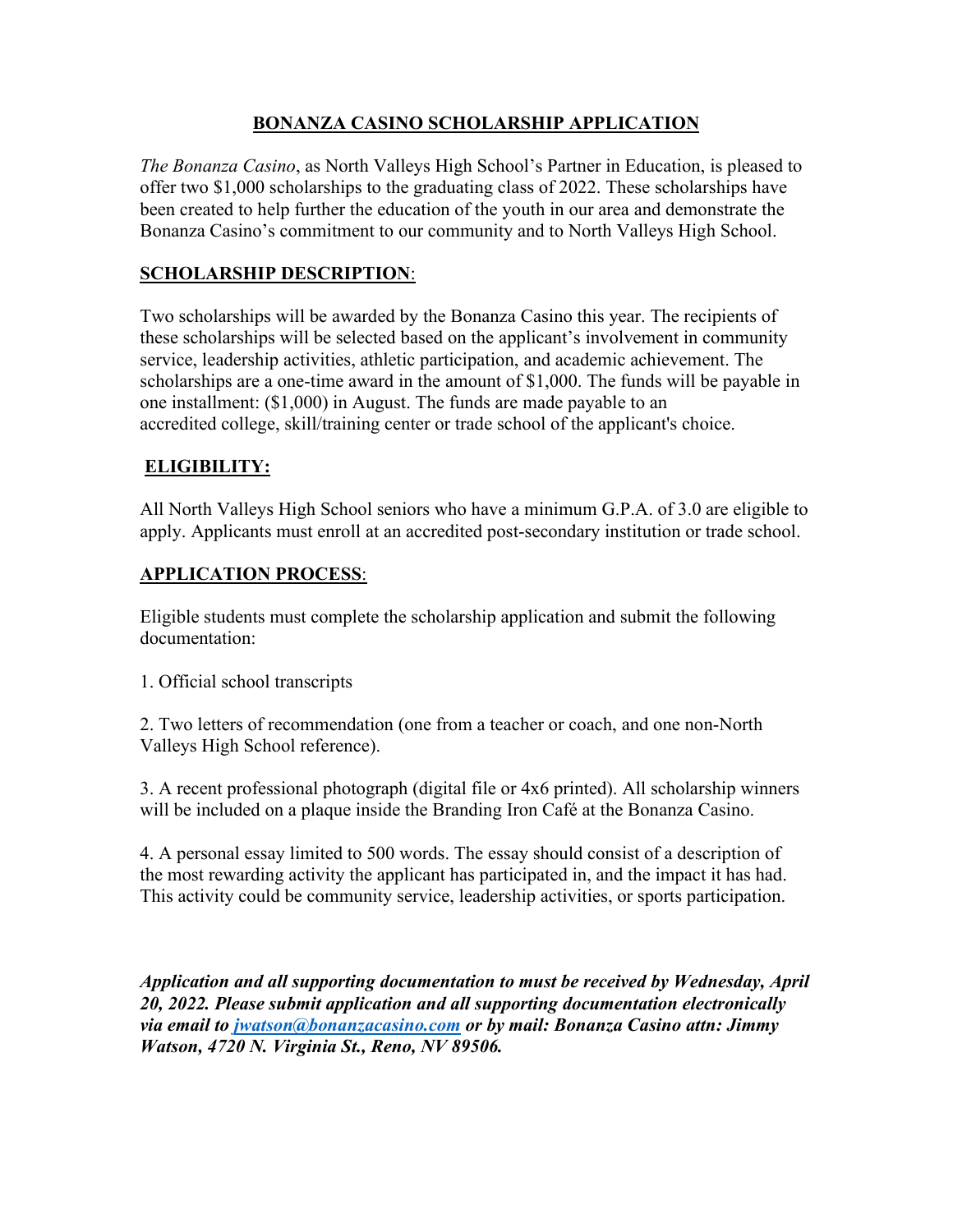# BONANZA CASINO SCHOLARSHIP APPLICATION

*The Bonanza Casino*, as North Valleys High School's Partner in Education, is pleased to offer two $1,000 scholarships to the graduating class of 2022. These scholarships have been created to help further the education of the youth in our area and demonstrate the Bonanza Casino's commitment to our community and to North Valleys High School.

## SCHOLARSHIP DESCRIPTION:

Two scholarships will be awarded by the Bonanza Casino this year. The recipients of these scholarships will be selected based on the applicant's involvement in community service, leadership activities, athletic participation, and academic achievement. The scholarships are a one-time award in the amount of $1,000. The funds will be payable in one installment: ($1,000) in August. The funds are made payable to an accredited college, skill/training center or trade school of the applicant's choice.

## ELIGIBILITY:

All North Valleys High School seniors who have a minimum G.P.A. of 3.0 are eligible to apply. Applicants must enroll at an accredited post-secondary institution or trade school.

## APPLICATION PROCESS:

Eligible students must complete the scholarship application and submit the following documentation:

1. Official school transcripts

2. Two letters of recommendation (one from a teacher or coach, and one non-North Valleys High School reference).

3. A recent professional photograph (digital file or 4x6 printed). All scholarship winners will be included on a plaque inside the Branding Iron Café at the Bonanza Casino.

4. A personal essay limited to 500 words. The essay should consist of a description of the most rewarding activity the applicant has participated in, and the impact it has had. This activity could be community service, leadership activities, or sports participation.

***Application and all supporting documentation to must be received by Wednesday, April 20, 2022. Please submit application and all supporting documentation electronically via email to jwatson@bonanzacasino.com or by mail: Bonanza Casino attn: Jimmy Watson, 4720 N. Virginia St., Reno, NV 89506.***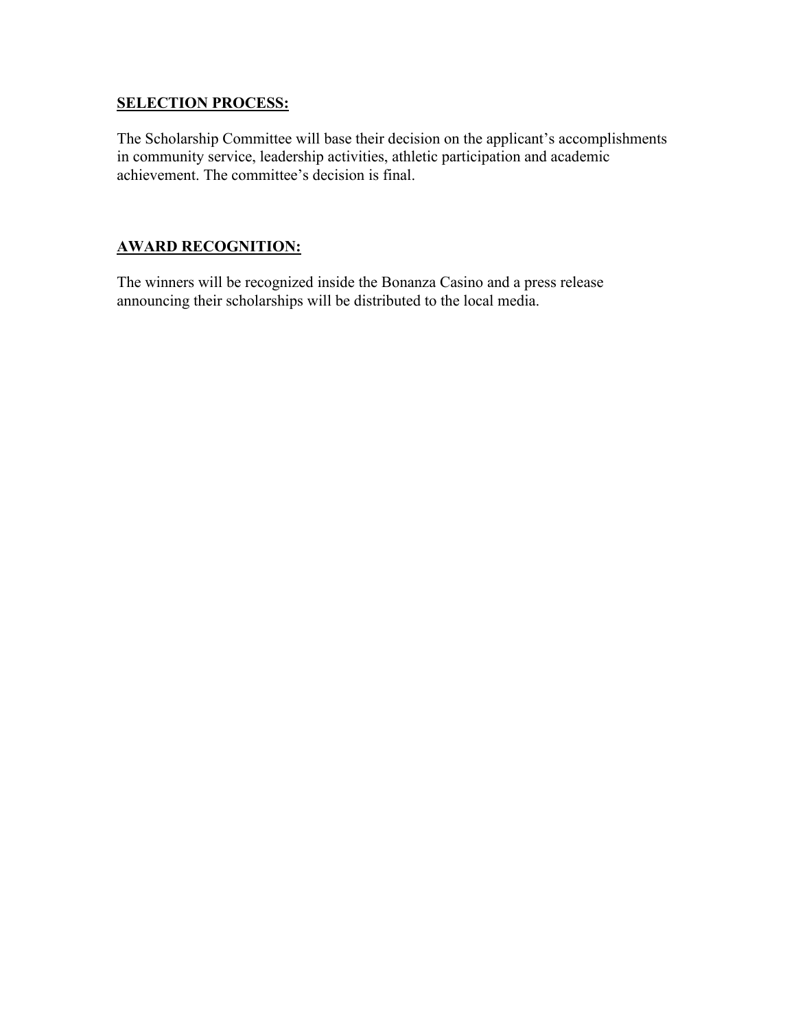**SELECTION PROCESS:**

The Scholarship Committee will base their decision on the applicant's accomplishments in community service, leadership activities, athletic participation and academic achievement. The committee's decision is final.

**AWARD RECOGNITION:**

The winners will be recognized inside the Bonanza Casino and a press release announcing their scholarships will be distributed to the local media.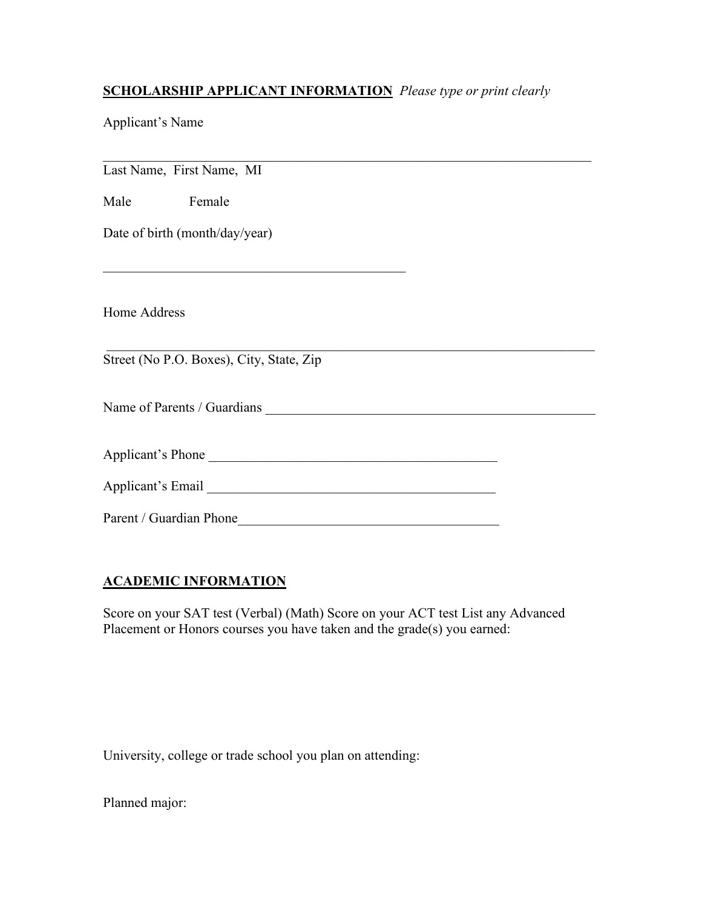**<u>SCHOLARSHIP APPLICANT INFORMATION</u>** *Please type or print clearly*

Applicant's Name

_____________________________________________________________________________

Last Name, First Name, MI

Male Female

Date of birth (month/day/year)

_____________________________________________

Home Address

_____________________________________________________________________________

Street (No P.O. Boxes), City, State, Zip

Name of Parents / Guardians __________________________________________________

Applicant's Phone ___________________________________________

Applicant's Email ___________________________________________

Parent / Guardian Phone_______________________________________

**<u>ACADEMIC INFORMATION</u>**

Score on your SAT test (Verbal) (Math) Score on your ACT test List any Advanced Placement or Honors courses you have taken and the grade(s) you earned:

University, college or trade school you plan on attending:

Planned major: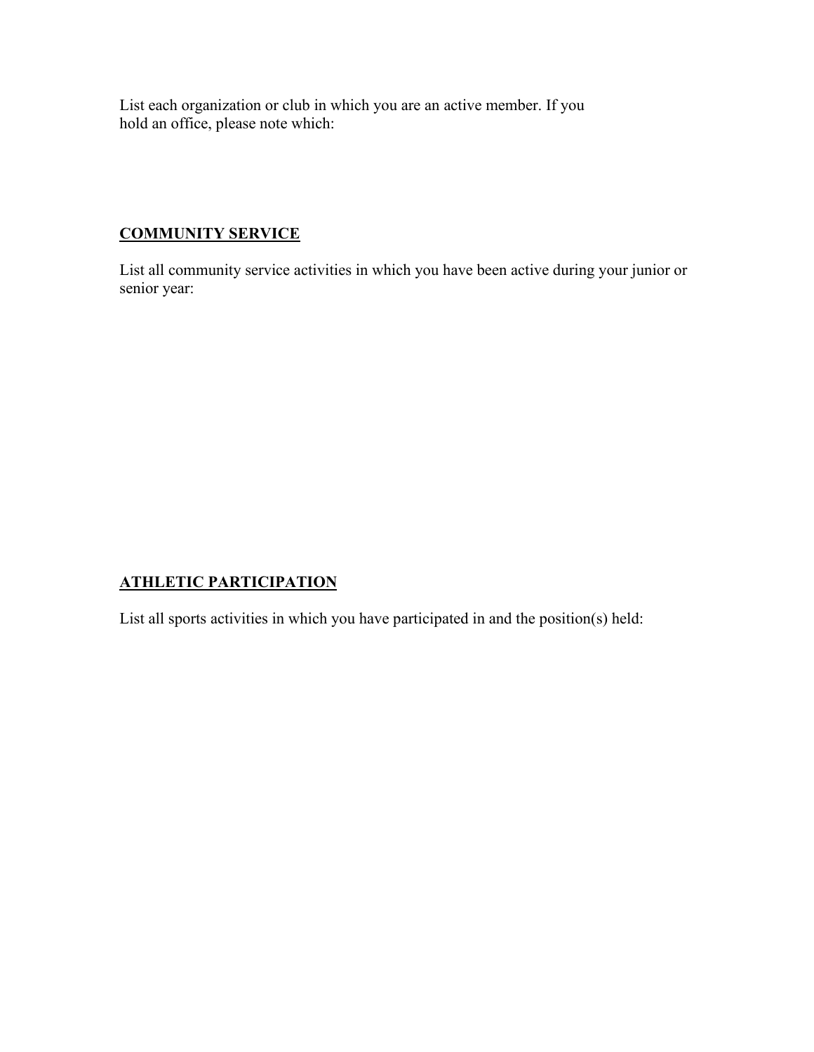List each organization or club in which you are an active member. If you hold an office, please note which:

## COMMUNITY SERVICE

List all community service activities in which you have been active during your junior or senior year:

## ATHLETIC PARTICIPATION

List all sports activities in which you have participated in and the position(s) held: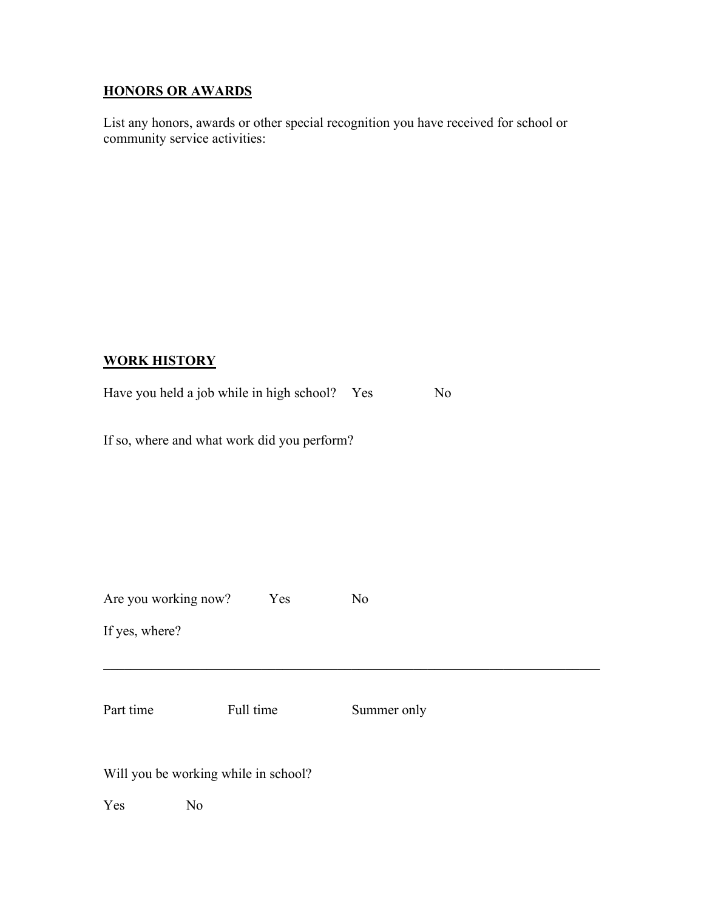**HONORS OR AWARDS**

List any honors, awards or other special recognition you have received for school or community service activities:

**WORK HISTORY**

Have you held a job while in high school? Yes No

If so, where and what work did you perform?

Are you working now? Yes No

If yes, where?

\_\_\_\_\_\_\_\_\_\_\_\_\_\_\_\_\_\_\_\_\_\_\_\_\_\_\_\_\_\_\_\_\_\_\_\_\_\_\_\_\_\_\_\_\_\_\_\_\_\_\_\_\_\_\_\_\_\_\_\_\_\_\_\_\_\_\_\_\_\_\_\_\_\_\_\_

Part time Full time Summer only

Will you be working while in school?

Yes No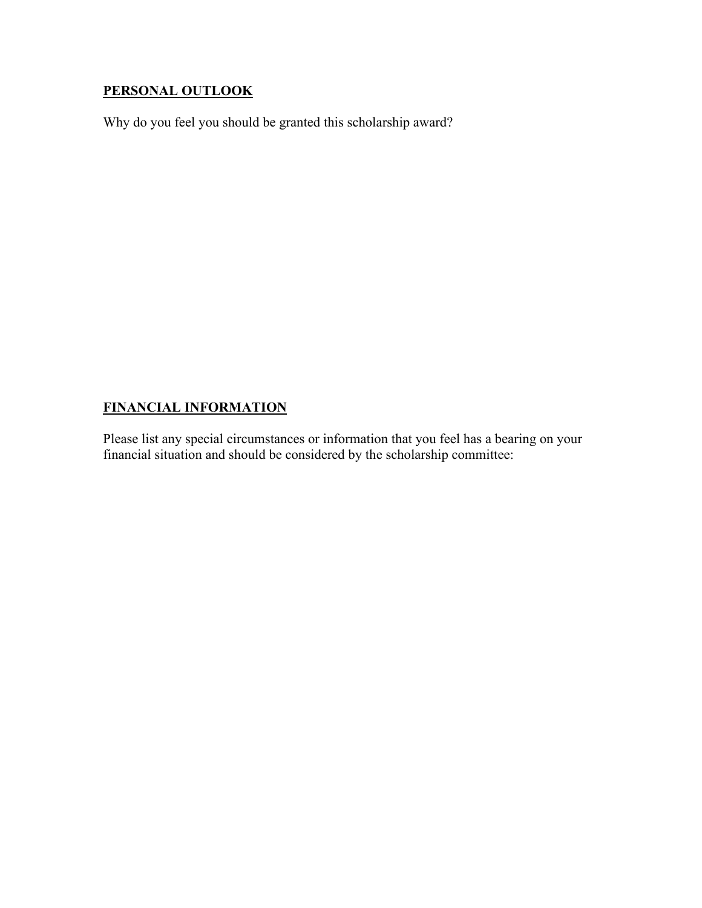## PERSONAL OUTLOOK

Why do you feel you should be granted this scholarship award?

## FINANCIAL INFORMATION

Please list any special circumstances or information that you feel has a bearing on your financial situation and should be considered by the scholarship committee: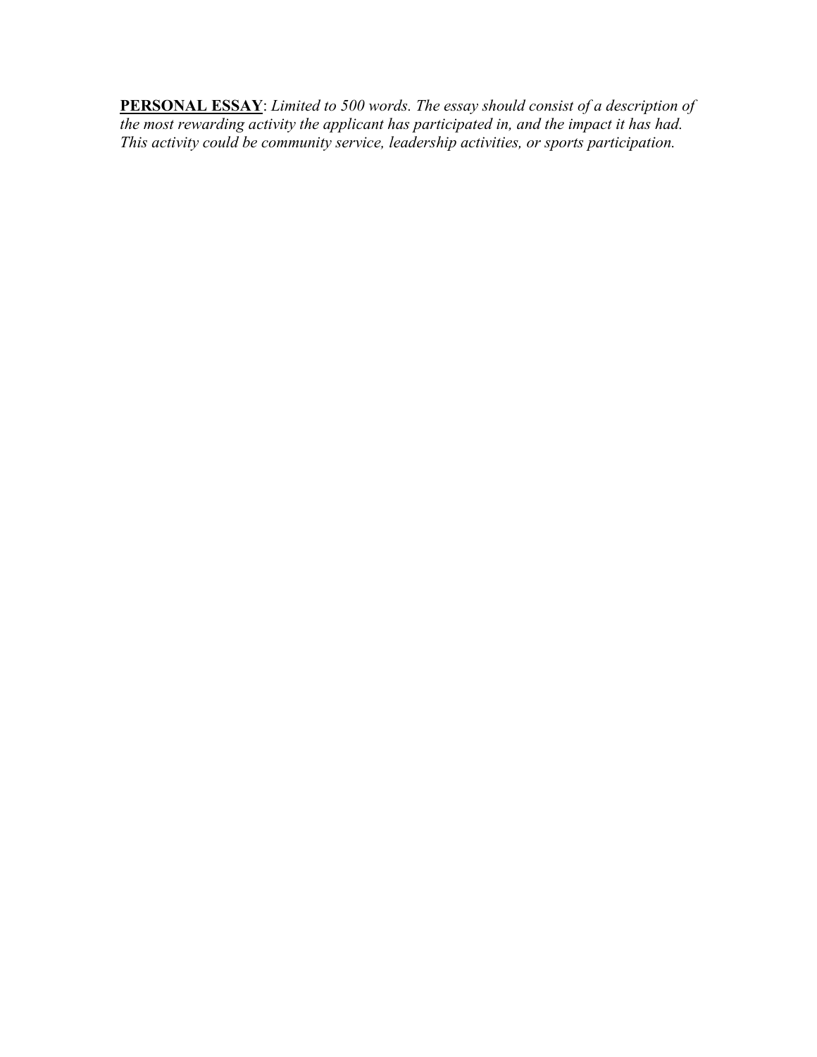**<u>PERSONAL ESSAY</u>**: *Limited to 500 words. The essay should consist of a description of the most rewarding activity the applicant has participated in, and the impact it has had. This activity could be community service, leadership activities, or sports participation.*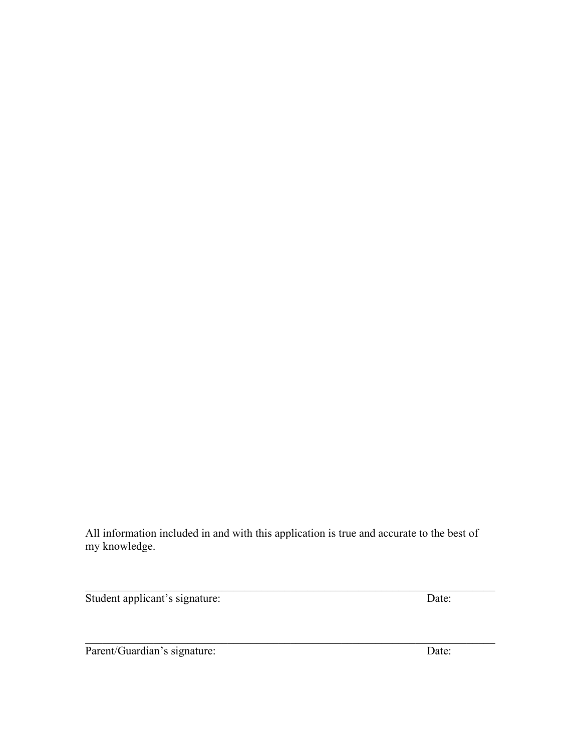All information included in and with this application is true and accurate to the best of my knowledge.

Student applicant's signature: Date:

Parent/Guardian's signature: Date: